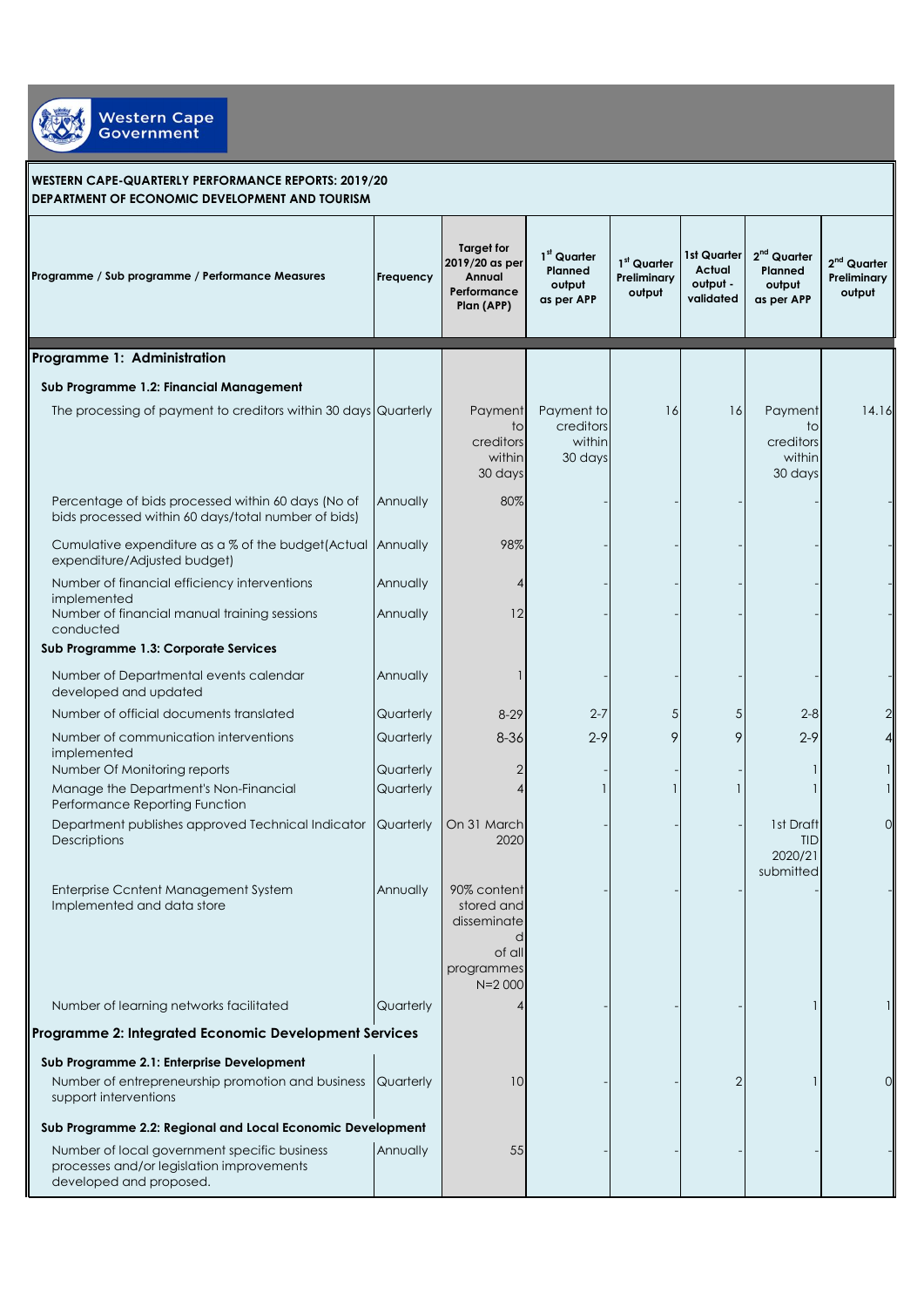Western Cape Government

**WESTERN CAPE-QUARTERLY PERFORMANCE REPORTS: 2019/20**
**DEPARTMENT OF ECONOMIC DEVELOPMENT AND TOURISM**

| Programme / Sub programme / Performance Measures | Frequency | Target for 2019/20 as per Annual Performance Plan (APP) | 1st Quarter Planned output as per APP | 1st Quarter Preliminary output | 1st Quarter Actual output - validated | 2nd Quarter Planned output as per APP | 2nd Quarter Preliminary output |
|---|---|---|---|---|---|---|---|
| **Programme 1: Administration** | | | | | | | |
| **Sub Programme 1.2: Financial Management** | | | | | | | |
| The processing of payment to creditors within 30 days | Quarterly | Payment to creditors within 30 days | Payment to creditors within 30 days | 16 | 16 | Payment to creditors within 30 days | 14.16 |
| Percentage of bids processed within 60 days (No of bids processed within 60 days/total number of bids) | Annually | 80% | - | - | - | - | - |
| Cumulative expenditure as a % of the budget(Actual expenditure/Adjusted budget) | Annually | 98% | - | - | - | - | - |
| Number of financial efficiency interventions implemented | Annually | 4 | - | - | - | - | - |
| Number of financial manual training sessions conducted | Annually | 12 | - | - | - | - | - |
| **Sub Programme 1.3: Corporate Services** | | | | | | | |
| Number of Departmental events calendar developed and updated | Annually | 1 | - | - | - | - | - |
| Number of official documents translated | Quarterly | 8-29 | 2-7 | 5 | 5 | 2-8 | 2 |
| Number of communication interventions implemented | Quarterly | 8-36 | 2-9 | 9 | 9 | 2-9 | 4 |
| Number Of Monitoring reports | Quarterly | 2 | - | - | - | 1 | 1 |
| Manage the Department's Non-Financial Performance Reporting Function | Quarterly | 4 | 1 | 1 | 1 | 1 | 1 |
| Department publishes approved Technical Indicator Descriptions | Quarterly | On 31 March 2020 | - | - | - | 1st Draft TID 2020/21 submitted | 0 |
| Enterprise Ccntent Management System Implemented and data store | Annually | 90% content stored and disseminated of all programmes N=2 000 | - | - | - | - | - |
| Number of learning networks facilitated | Quarterly | 4 | - | - | - | 1 | 1 |
| **Programme 2: Integrated Economic Development Services** | | | | | | | |
| **Sub Programme 2.1: Enterprise Development** | | | | | | | |
| Number of entrepreneurship promotion and business support interventions | Quarterly | 10 | - | - | 2 | 1 | 0 |
| **Sub Programme 2.2: Regional and Local Economic Development** | | | | | | | |
| Number of local government specific business processes and/or legislation improvements developed and proposed. | Annually | 55 | - | - | - | - | - |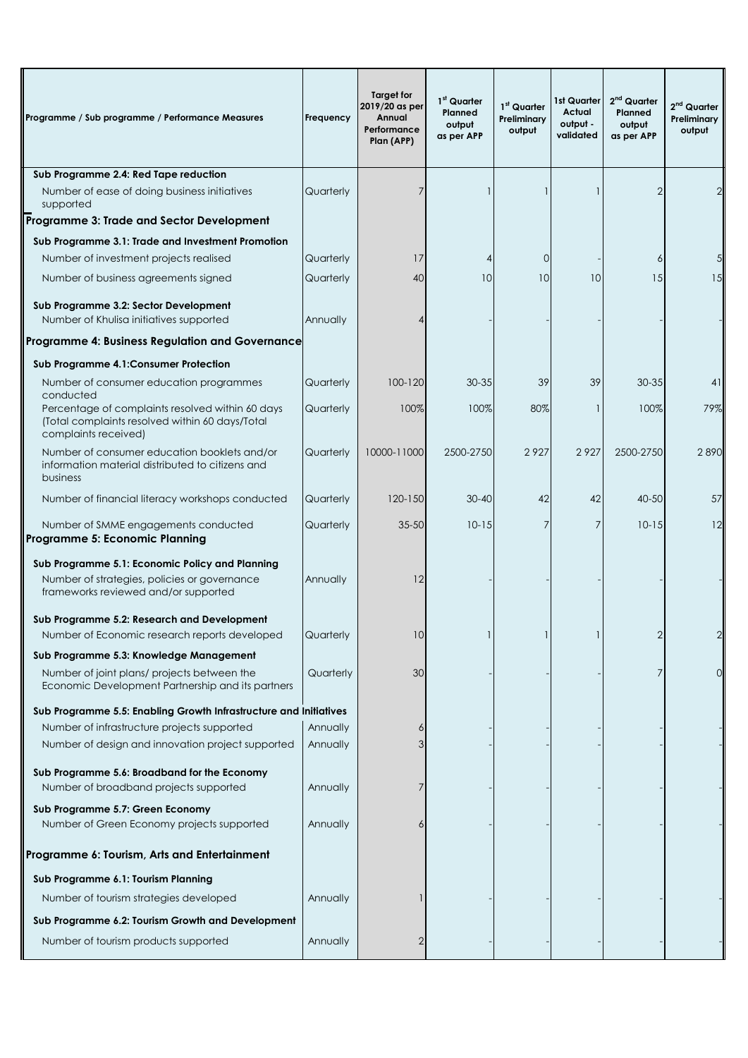| Programme / Sub programme / Performance Measures | Frequency | Target for 2019/20 as per Annual Performance Plan (APP) | 1st Quarter Planned output as per APP | 1st Quarter Preliminary output | 1st Quarter Actual output - validated | 2nd Quarter Planned output as per APP | 2nd Quarter Preliminary output |
|---|---|---|---|---|---|---|---|
| **Sub Programme 2.4: Red Tape reduction** | | | | | | | |
| Number of ease of doing business initiatives supported | Quarterly | 7 | 1 | 1 | 1 | 2 | 2 |
| **Programme 3: Trade and Sector Development** | | | | | | | |
| **Sub Programme 3.1: Trade and Investment Promotion** | | | | | | | |
| Number of investment projects realised | Quarterly | 17 | 4 | 0 | - | 6 | 5 |
| Number of business agreements signed | Quarterly | 40 | 10 | 10 | 10 | 15 | 15 |
| **Sub Programme 3.2: Sector Development** | | | | | | | |
| Number of Khulisa initiatives supported | Annually | 4 | - | - | - | - | - |
| **Programme 4: Business Regulation and Governance** | | | | | | | |
| **Sub Programme 4.1:Consumer Protection** | | | | | | | |
| Number of consumer education programmes conducted | Quarterly | 100-120 | 30-35 | 39 | 39 | 30-35 | 41 |
| Percentage of complaints resolved within 60 days (Total complaints resolved within 60 days/Total complaints received) | Quarterly | 100% | 100% | 80% | 1 | 100% | 79% |
| Number of consumer education booklets and/or information material distributed to citizens and business | Quarterly | 10000-11000 | 2500-2750 | 2 927 | 2 927 | 2500-2750 | 2 890 |
| Number of financial literacy workshops conducted | Quarterly | 120-150 | 30-40 | 42 | 42 | 40-50 | 57 |
| Number of SMME engagements conducted | Quarterly | 35-50 | 10-15 | 7 | 7 | 10-15 | 12 |
| **Programme 5: Economic Planning** | | | | | | | |
| **Sub Programme 5.1: Economic Policy and Planning** | | | | | | | |
| Number of strategies, policies or governance frameworks reviewed and/or supported | Annually | 12 | - | - | - | - | - |
| **Sub Programme 5.2: Research and Development** | | | | | | | |
| Number of Economic research reports developed | Quarterly | 10 | 1 | 1 | 1 | 2 | 2 |
| **Sub Programme 5.3: Knowledge Management** | | | | | | | |
| Number of joint plans/ projects between the Economic Development Partnership and its partners | Quarterly | 30 | - | - | - | 7 | 0 |
| **Sub Programme 5.5: Enabling Growth Infrastructure and Initiatives** | | | | | | | |
| Number of infrastructure projects supported | Annually | 6 | - | - | - | - | - |
| Number of design and innovation project supported | Annually | 3 | - | - | - | - | - |
| **Sub Programme 5.6: Broadband for the Economy** | | | | | | | |
| Number of broadband projects supported | Annually | 7 | - | - | - | - | - |
| **Sub Programme 5.7: Green Economy** | | | | | | | |
| Number of Green Economy projects supported | Annually | 6 | - | - | - | - | - |
| **Programme 6: Tourism, Arts and Entertainment** | | | | | | | |
| **Sub Programme 6.1: Tourism Planning** | | | | | | | |
| Number of tourism strategies developed | Annually | 1 | - | - | - | - | - |
| **Sub Programme 6.2: Tourism Growth and Development** | | | | | | | |
| Number of tourism products supported | Annually | 2 | - | - | - | - | - |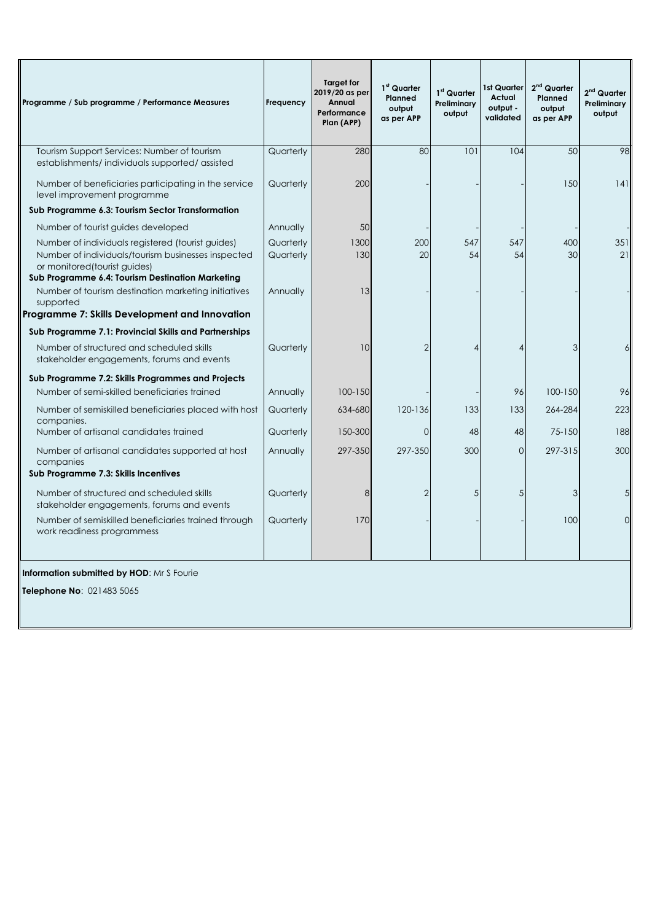| Programme / Sub programme / Performance Measures | Frequency | Target for 2019/20 as per Annual Performance Plan (APP) | 1st Quarter Planned output as per APP | 1st Quarter Preliminary output | 1st Quarter Actual output - validated | 2nd Quarter Planned output as per APP | 2nd Quarter Preliminary output |
|---|---|---|---|---|---|---|---|
| Tourism Support Services: Number of tourism establishments/ individuals supported/ assisted | Quarterly | 280 | 80 | 101 | 104 | 50 | 98 |
| Number of beneficiaries participating in the service level improvement programme | Quarterly | 200 | - | - | - | 150 | 141 |
| **Sub Programme 6.3: Tourism Sector Transformation** | | | | | | | |
| Number of tourist guides developed | Annually | 50 | - | - | - | - | - |
| Number of individuals registered (tourist guides) | Quarterly | 1300 | 200 | 547 | 547 | 400 | 351 |
| Number of individuals/tourism businesses inspected or monitored(tourist guides) | Quarterly | 130 | 20 | 54 | 54 | 30 | 21 |
| **Sub Programme 6.4: Tourism Destination Marketing** | | | | | | | |
| Number of tourism destination marketing initiatives supported | Annually | 13 | - | - | - | - | - |
| **Programme 7: Skills Development and Innovation** | | | | | | | |
| **Sub Programme 7.1: Provincial Skills and Partnerships** | | | | | | | |
| Number of structured and scheduled skills stakeholder engagements, forums and events | Quarterly | 10 | 2 | 4 | 4 | 3 | 6 |
| **Sub Programme 7.2: Skills Programmes and Projects** | | | | | | | |
| Number of semi-skilled beneficiaries trained | Annually | 100-150 | - | - | 96 | 100-150 | 96 |
| Number of semiskilled beneficiaries placed with host companies. | Quarterly | 634-680 | 120-136 | 133 | 133 | 264-284 | 223 |
| Number of artisanal candidates trained | Quarterly | 150-300 | 0 | 48 | 48 | 75-150 | 188 |
| Number of artisanal candidates supported at host companies | Annually | 297-350 | 297-350 | 300 | 0 | 297-315 | 300 |
| **Sub Programme 7.3: Skills Incentives** | | | | | | | |
| Number of structured and scheduled skills stakeholder engagements, forums and events | Quarterly | 8 | 2 | 5 | 5 | 3 | 5 |
| Number of semiskilled beneficiaries trained through work readiness programmess | Quarterly | 170 | - | - | - | 100 | 0 |

**Information submitted by HOD**: Mr S Fourie

**Telephone No**: 021483 5065